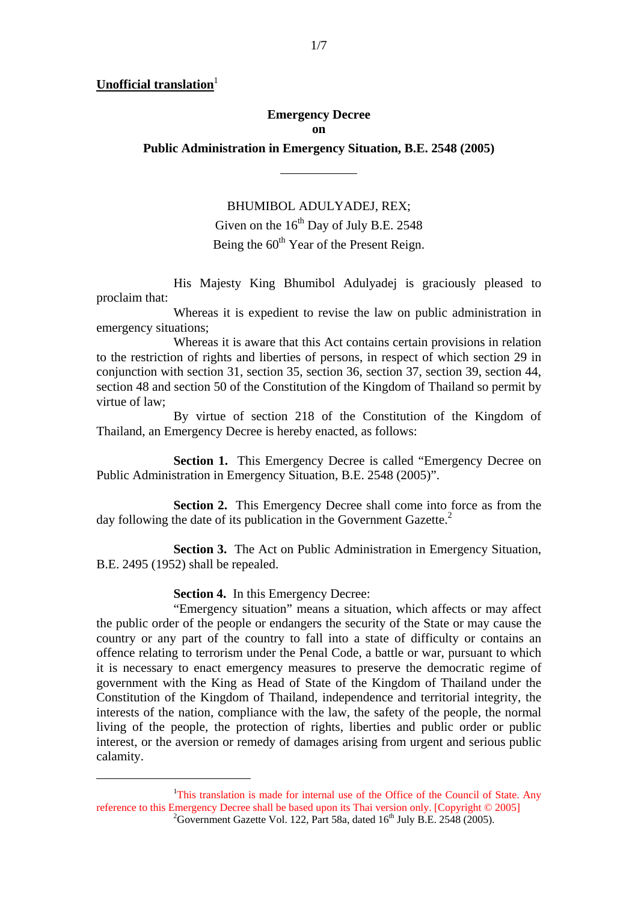**Unofficial translation**[1]

# Emergency Decree on Public Administration in Emergency Situation, B.E. 2548 (2005)

---

BHUMIBOL ADULYADEJ, REX;
Given on the 16th Day of July B.E. 2548
Being the 60th Year of the Present Reign.

His Majesty King Bhumibol Adulyadej is graciously pleased to proclaim that:

Whereas it is expedient to revise the law on public administration in emergency situations;

Whereas it is aware that this Act contains certain provisions in relation to the restriction of rights and liberties of persons, in respect of which section 29 in conjunction with section 31, section 35, section 36, section 37, section 39, section 44, section 48 and section 50 of the Constitution of the Kingdom of Thailand so permit by virtue of law;

By virtue of section 218 of the Constitution of the Kingdom of Thailand, an Emergency Decree is hereby enacted, as follows:

**Section 1.** This Emergency Decree is called "Emergency Decree on Public Administration in Emergency Situation, B.E. 2548 (2005)".

**Section 2.** This Emergency Decree shall come into force as from the day following the date of its publication in the Government Gazette.[2]

**Section 3.** The Act on Public Administration in Emergency Situation, B.E. 2495 (1952) shall be repealed.

**Section 4.** In this Emergency Decree:

"Emergency situation" means a situation, which affects or may affect the public order of the people or endangers the security of the State or may cause the country or any part of the country to fall into a state of difficulty or contains an offence relating to terrorism under the Penal Code, a battle or war, pursuant to which it is necessary to enact emergency measures to preserve the democratic regime of government with the King as Head of State of the Kingdom of Thailand under the Constitution of the Kingdom of Thailand, independence and territorial integrity, the interests of the nation, compliance with the law, the safety of the people, the normal living of the people, the protection of rights, liberties and public order or public interest, or the aversion or remedy of damages arising from urgent and serious public calamity.

---

[1] This translation is made for internal use of the Office of the Council of State. Any reference to this Emergency Decree shall be based upon its Thai version only. [Copyright © 2005]

[2] Government Gazette Vol. 122, Part 58a, dated 16th July B.E. 2548 (2005).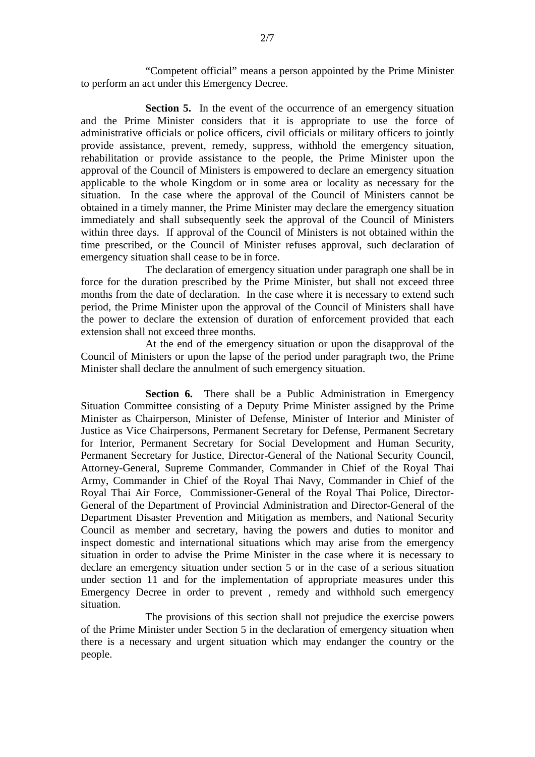"Competent official" means a person appointed by the Prime Minister to perform an act under this Emergency Decree.

**Section 5.** In the event of the occurrence of an emergency situation and the Prime Minister considers that it is appropriate to use the force of administrative officials or police officers, civil officials or military officers to jointly provide assistance, prevent, remedy, suppress, withhold the emergency situation, rehabilitation or provide assistance to the people, the Prime Minister upon the approval of the Council of Ministers is empowered to declare an emergency situation applicable to the whole Kingdom or in some area or locality as necessary for the situation. In the case where the approval of the Council of Ministers cannot be obtained in a timely manner, the Prime Minister may declare the emergency situation immediately and shall subsequently seek the approval of the Council of Ministers within three days. If approval of the Council of Ministers is not obtained within the time prescribed, or the Council of Minister refuses approval, such declaration of emergency situation shall cease to be in force.

The declaration of emergency situation under paragraph one shall be in force for the duration prescribed by the Prime Minister, but shall not exceed three months from the date of declaration. In the case where it is necessary to extend such period, the Prime Minister upon the approval of the Council of Ministers shall have the power to declare the extension of duration of enforcement provided that each extension shall not exceed three months.

At the end of the emergency situation or upon the disapproval of the Council of Ministers or upon the lapse of the period under paragraph two, the Prime Minister shall declare the annulment of such emergency situation.

**Section 6.** There shall be a Public Administration in Emergency Situation Committee consisting of a Deputy Prime Minister assigned by the Prime Minister as Chairperson, Minister of Defense, Minister of Interior and Minister of Justice as Vice Chairpersons, Permanent Secretary for Defense, Permanent Secretary for Interior, Permanent Secretary for Social Development and Human Security, Permanent Secretary for Justice, Director-General of the National Security Council, Attorney-General, Supreme Commander, Commander in Chief of the Royal Thai Army, Commander in Chief of the Royal Thai Navy, Commander in Chief of the Royal Thai Air Force, Commissioner-General of the Royal Thai Police, Director-General of the Department of Provincial Administration and Director-General of the Department Disaster Prevention and Mitigation as members, and National Security Council as member and secretary, having the powers and duties to monitor and inspect domestic and international situations which may arise from the emergency situation in order to advise the Prime Minister in the case where it is necessary to declare an emergency situation under section 5 or in the case of a serious situation under section 11 and for the implementation of appropriate measures under this Emergency Decree in order to prevent , remedy and withhold such emergency situation.

The provisions of this section shall not prejudice the exercise powers of the Prime Minister under Section 5 in the declaration of emergency situation when there is a necessary and urgent situation which may endanger the country or the people.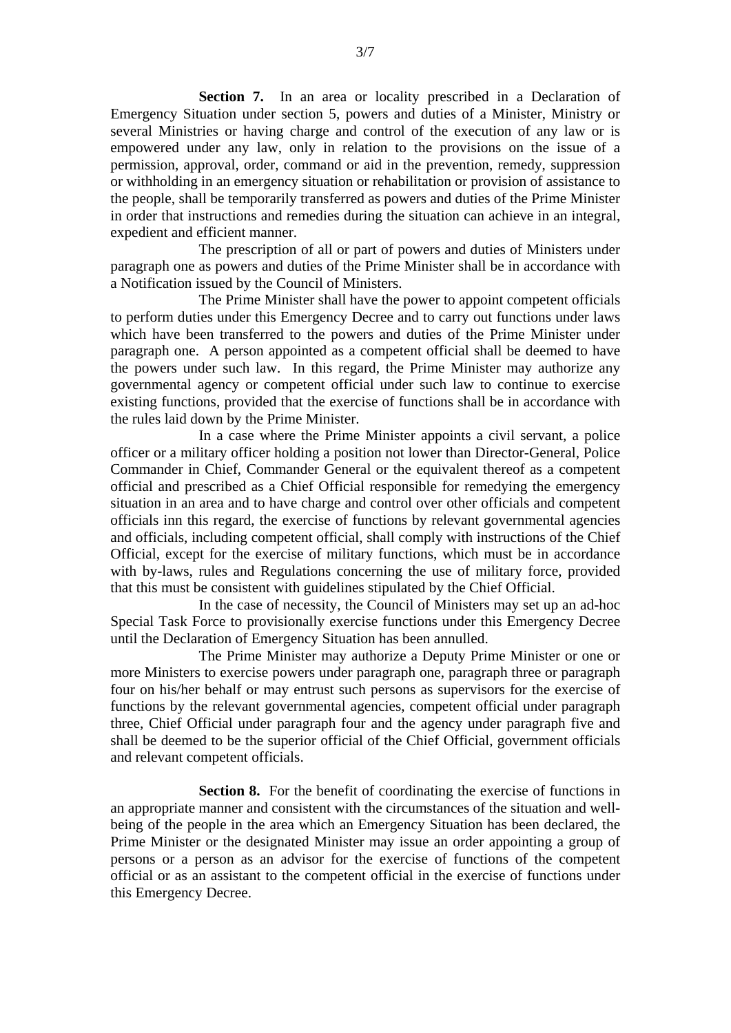**Section 7.** In an area or locality prescribed in a Declaration of Emergency Situation under section 5, powers and duties of a Minister, Ministry or several Ministries or having charge and control of the execution of any law or is empowered under any law, only in relation to the provisions on the issue of a permission, approval, order, command or aid in the prevention, remedy, suppression or withholding in an emergency situation or rehabilitation or provision of assistance to the people, shall be temporarily transferred as powers and duties of the Prime Minister in order that instructions and remedies during the situation can achieve in an integral, expedient and efficient manner.

The prescription of all or part of powers and duties of Ministers under paragraph one as powers and duties of the Prime Minister shall be in accordance with a Notification issued by the Council of Ministers.

The Prime Minister shall have the power to appoint competent officials to perform duties under this Emergency Decree and to carry out functions under laws which have been transferred to the powers and duties of the Prime Minister under paragraph one. A person appointed as a competent official shall be deemed to have the powers under such law. In this regard, the Prime Minister may authorize any governmental agency or competent official under such law to continue to exercise existing functions, provided that the exercise of functions shall be in accordance with the rules laid down by the Prime Minister.

In a case where the Prime Minister appoints a civil servant, a police officer or a military officer holding a position not lower than Director-General, Police Commander in Chief, Commander General or the equivalent thereof as a competent official and prescribed as a Chief Official responsible for remedying the emergency situation in an area and to have charge and control over other officials and competent officials inn this regard, the exercise of functions by relevant governmental agencies and officials, including competent official, shall comply with instructions of the Chief Official, except for the exercise of military functions, which must be in accordance with by-laws, rules and Regulations concerning the use of military force, provided that this must be consistent with guidelines stipulated by the Chief Official.

In the case of necessity, the Council of Ministers may set up an ad-hoc Special Task Force to provisionally exercise functions under this Emergency Decree until the Declaration of Emergency Situation has been annulled.

The Prime Minister may authorize a Deputy Prime Minister or one or more Ministers to exercise powers under paragraph one, paragraph three or paragraph four on his/her behalf or may entrust such persons as supervisors for the exercise of functions by the relevant governmental agencies, competent official under paragraph three, Chief Official under paragraph four and the agency under paragraph five and shall be deemed to be the superior official of the Chief Official, government officials and relevant competent officials.

**Section 8.** For the benefit of coordinating the exercise of functions in an appropriate manner and consistent with the circumstances of the situation and well-being of the people in the area which an Emergency Situation has been declared, the Prime Minister or the designated Minister may issue an order appointing a group of persons or a person as an advisor for the exercise of functions of the competent official or as an assistant to the competent official in the exercise of functions under this Emergency Decree.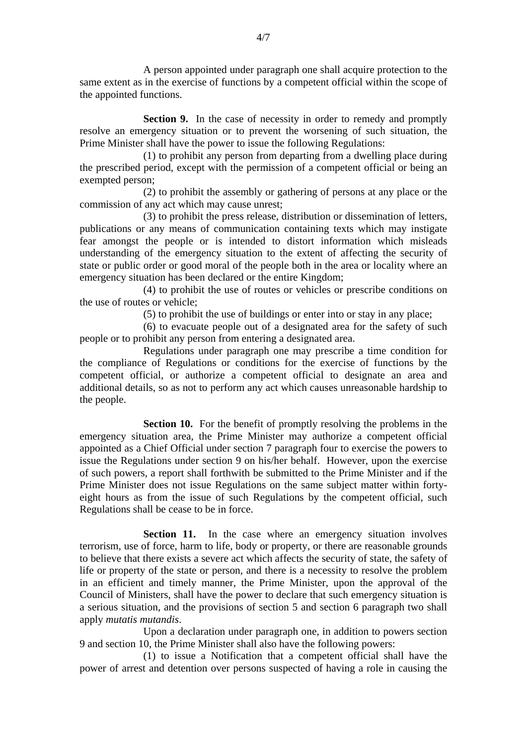A person appointed under paragraph one shall acquire protection to the same extent as in the exercise of functions by a competent official within the scope of the appointed functions.

**Section 9.** In the case of necessity in order to remedy and promptly resolve an emergency situation or to prevent the worsening of such situation, the Prime Minister shall have the power to issue the following Regulations:

(1) to prohibit any person from departing from a dwelling place during the prescribed period, except with the permission of a competent official or being an exempted person;

(2) to prohibit the assembly or gathering of persons at any place or the commission of any act which may cause unrest;

(3) to prohibit the press release, distribution or dissemination of letters, publications or any means of communication containing texts which may instigate fear amongst the people or is intended to distort information which misleads understanding of the emergency situation to the extent of affecting the security of state or public order or good moral of the people both in the area or locality where an emergency situation has been declared or the entire Kingdom;

(4) to prohibit the use of routes or vehicles or prescribe conditions on the use of routes or vehicle;

(5) to prohibit the use of buildings or enter into or stay in any place;

(6) to evacuate people out of a designated area for the safety of such people or to prohibit any person from entering a designated area.

Regulations under paragraph one may prescribe a time condition for the compliance of Regulations or conditions for the exercise of functions by the competent official, or authorize a competent official to designate an area and additional details, so as not to perform any act which causes unreasonable hardship to the people.

**Section 10.** For the benefit of promptly resolving the problems in the emergency situation area, the Prime Minister may authorize a competent official appointed as a Chief Official under section 7 paragraph four to exercise the powers to issue the Regulations under section 9 on his/her behalf. However, upon the exercise of such powers, a report shall forthwith be submitted to the Prime Minister and if the Prime Minister does not issue Regulations on the same subject matter within forty-eight hours as from the issue of such Regulations by the competent official, such Regulations shall be cease to be in force.

**Section 11.** In the case where an emergency situation involves terrorism, use of force, harm to life, body or property, or there are reasonable grounds to believe that there exists a severe act which affects the security of state, the safety of life or property of the state or person, and there is a necessity to resolve the problem in an efficient and timely manner, the Prime Minister, upon the approval of the Council of Ministers, shall have the power to declare that such emergency situation is a serious situation, and the provisions of section 5 and section 6 paragraph two shall apply *mutatis mutandis*.

Upon a declaration under paragraph one, in addition to powers section 9 and section 10, the Prime Minister shall also have the following powers:

(1) to issue a Notification that a competent official shall have the power of arrest and detention over persons suspected of having a role in causing the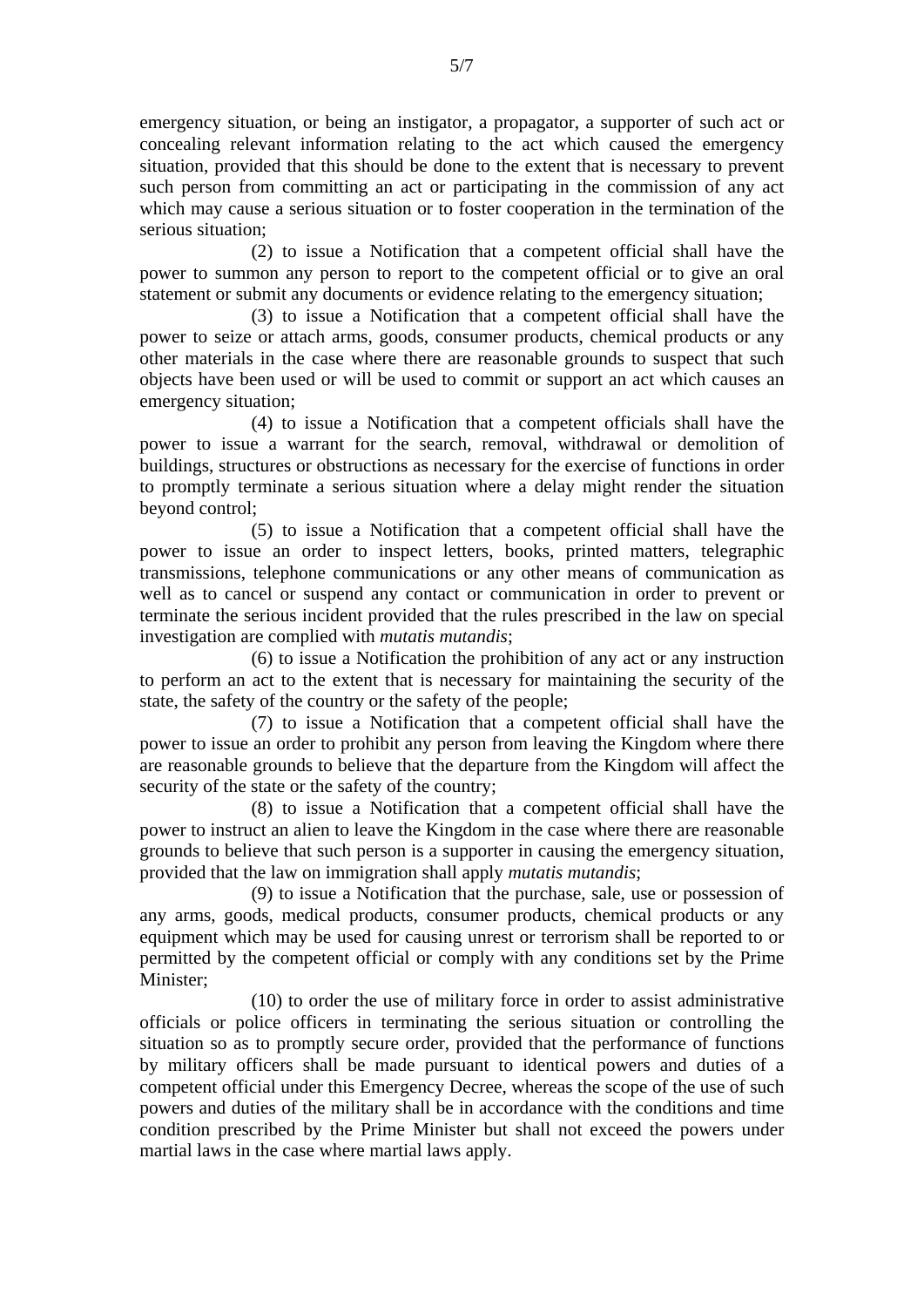emergency situation, or being an instigator, a propagator, a supporter of such act or concealing relevant information relating to the act which caused the emergency situation, provided that this should be done to the extent that is necessary to prevent such person from committing an act or participating in the commission of any act which may cause a serious situation or to foster cooperation in the termination of the serious situation;

(2) to issue a Notification that a competent official shall have the power to summon any person to report to the competent official or to give an oral statement or submit any documents or evidence relating to the emergency situation;

(3) to issue a Notification that a competent official shall have the power to seize or attach arms, goods, consumer products, chemical products or any other materials in the case where there are reasonable grounds to suspect that such objects have been used or will be used to commit or support an act which causes an emergency situation;

(4) to issue a Notification that a competent officials shall have the power to issue a warrant for the search, removal, withdrawal or demolition of buildings, structures or obstructions as necessary for the exercise of functions in order to promptly terminate a serious situation where a delay might render the situation beyond control;

(5) to issue a Notification that a competent official shall have the power to issue an order to inspect letters, books, printed matters, telegraphic transmissions, telephone communications or any other means of communication as well as to cancel or suspend any contact or communication in order to prevent or terminate the serious incident provided that the rules prescribed in the law on special investigation are complied with *mutatis mutandis*;

(6) to issue a Notification the prohibition of any act or any instruction to perform an act to the extent that is necessary for maintaining the security of the state, the safety of the country or the safety of the people;

(7) to issue a Notification that a competent official shall have the power to issue an order to prohibit any person from leaving the Kingdom where there are reasonable grounds to believe that the departure from the Kingdom will affect the security of the state or the safety of the country;

(8) to issue a Notification that a competent official shall have the power to instruct an alien to leave the Kingdom in the case where there are reasonable grounds to believe that such person is a supporter in causing the emergency situation, provided that the law on immigration shall apply *mutatis mutandis*;

(9) to issue a Notification that the purchase, sale, use or possession of any arms, goods, medical products, consumer products, chemical products or any equipment which may be used for causing unrest or terrorism shall be reported to or permitted by the competent official or comply with any conditions set by the Prime Minister;

(10) to order the use of military force in order to assist administrative officials or police officers in terminating the serious situation or controlling the situation so as to promptly secure order, provided that the performance of functions by military officers shall be made pursuant to identical powers and duties of a competent official under this Emergency Decree, whereas the scope of the use of such powers and duties of the military shall be in accordance with the conditions and time condition prescribed by the Prime Minister but shall not exceed the powers under martial laws in the case where martial laws apply.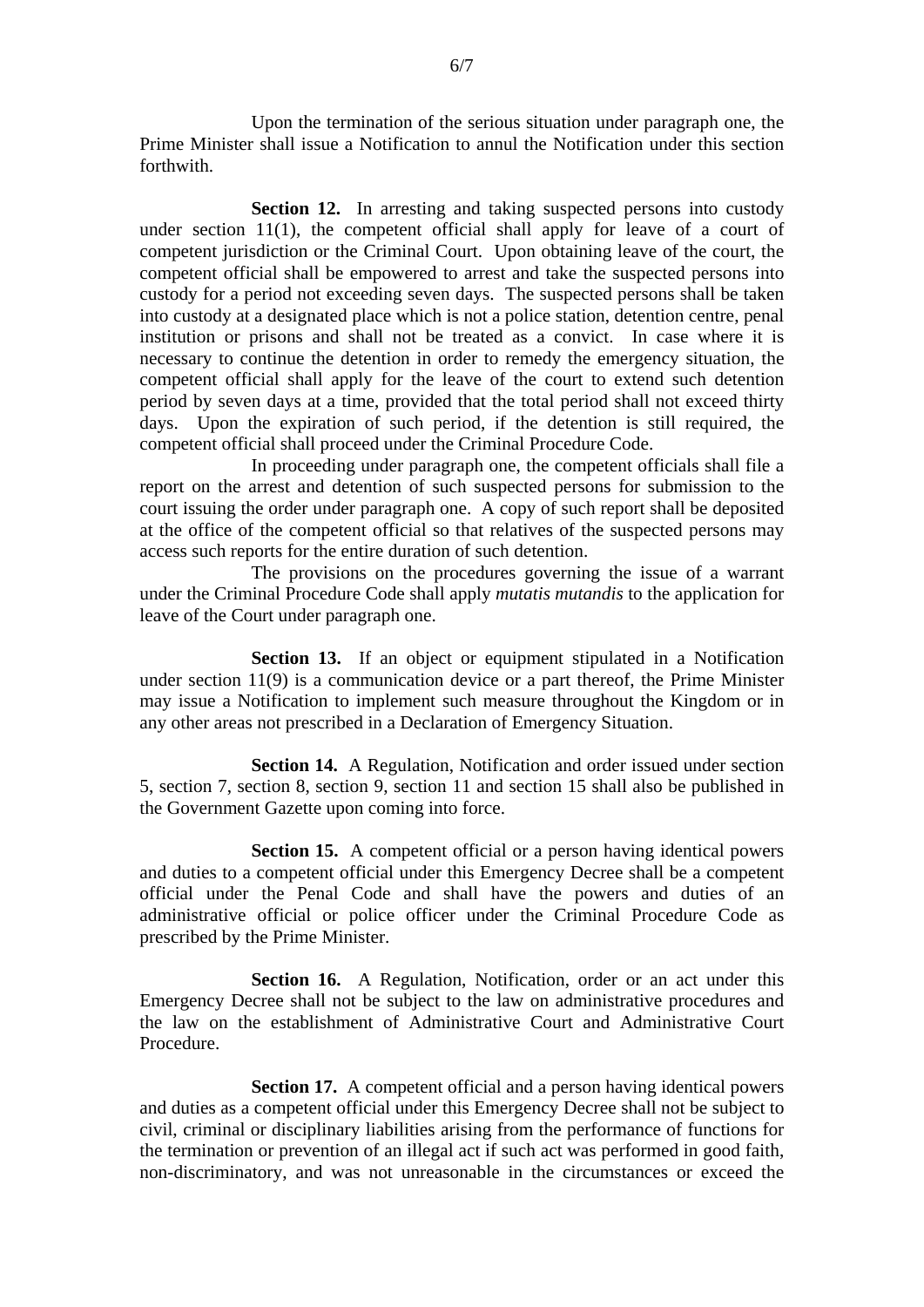Upon the termination of the serious situation under paragraph one, the Prime Minister shall issue a Notification to annul the Notification under this section forthwith.

**Section 12.** In arresting and taking suspected persons into custody under section 11(1), the competent official shall apply for leave of a court of competent jurisdiction or the Criminal Court. Upon obtaining leave of the court, the competent official shall be empowered to arrest and take the suspected persons into custody for a period not exceeding seven days. The suspected persons shall be taken into custody at a designated place which is not a police station, detention centre, penal institution or prisons and shall not be treated as a convict. In case where it is necessary to continue the detention in order to remedy the emergency situation, the competent official shall apply for the leave of the court to extend such detention period by seven days at a time, provided that the total period shall not exceed thirty days. Upon the expiration of such period, if the detention is still required, the competent official shall proceed under the Criminal Procedure Code.

In proceeding under paragraph one, the competent officials shall file a report on the arrest and detention of such suspected persons for submission to the court issuing the order under paragraph one. A copy of such report shall be deposited at the office of the competent official so that relatives of the suspected persons may access such reports for the entire duration of such detention.

The provisions on the procedures governing the issue of a warrant under the Criminal Procedure Code shall apply *mutatis mutandis* to the application for leave of the Court under paragraph one.

**Section 13.** If an object or equipment stipulated in a Notification under section 11(9) is a communication device or a part thereof, the Prime Minister may issue a Notification to implement such measure throughout the Kingdom or in any other areas not prescribed in a Declaration of Emergency Situation.

**Section 14.** A Regulation, Notification and order issued under section 5, section 7, section 8, section 9, section 11 and section 15 shall also be published in the Government Gazette upon coming into force.

**Section 15.** A competent official or a person having identical powers and duties to a competent official under this Emergency Decree shall be a competent official under the Penal Code and shall have the powers and duties of an administrative official or police officer under the Criminal Procedure Code as prescribed by the Prime Minister.

**Section 16.** A Regulation, Notification, order or an act under this Emergency Decree shall not be subject to the law on administrative procedures and the law on the establishment of Administrative Court and Administrative Court Procedure.

**Section 17.** A competent official and a person having identical powers and duties as a competent official under this Emergency Decree shall not be subject to civil, criminal or disciplinary liabilities arising from the performance of functions for the termination or prevention of an illegal act if such act was performed in good faith, non-discriminatory, and was not unreasonable in the circumstances or exceed the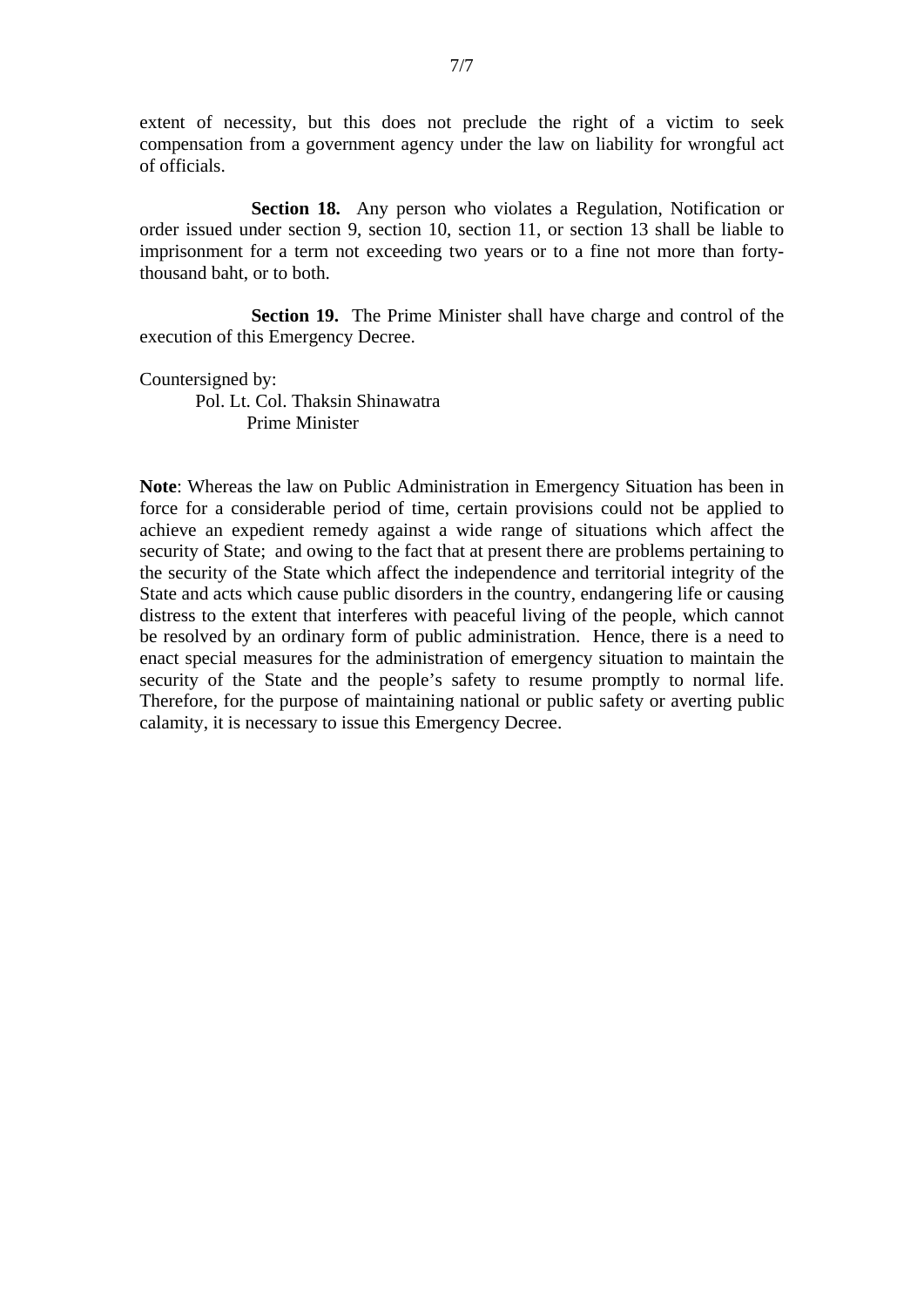extent of necessity, but this does not preclude the right of a victim to seek compensation from a government agency under the law on liability for wrongful act of officials.

**Section 18.** Any person who violates a Regulation, Notification or order issued under section 9, section 10, section 11, or section 13 shall be liable to imprisonment for a term not exceeding two years or to a fine not more than forty-thousand baht, or to both.

**Section 19.** The Prime Minister shall have charge and control of the execution of this Emergency Decree.

Countersigned by:
Pol. Lt. Col. Thaksin Shinawatra
Prime Minister

**Note**: Whereas the law on Public Administration in Emergency Situation has been in force for a considerable period of time, certain provisions could not be applied to achieve an expedient remedy against a wide range of situations which affect the security of State; and owing to the fact that at present there are problems pertaining to the security of the State which affect the independence and territorial integrity of the State and acts which cause public disorders in the country, endangering life or causing distress to the extent that interferes with peaceful living of the people, which cannot be resolved by an ordinary form of public administration. Hence, there is a need to enact special measures for the administration of emergency situation to maintain the security of the State and the people's safety to resume promptly to normal life. Therefore, for the purpose of maintaining national or public safety or averting public calamity, it is necessary to issue this Emergency Decree.